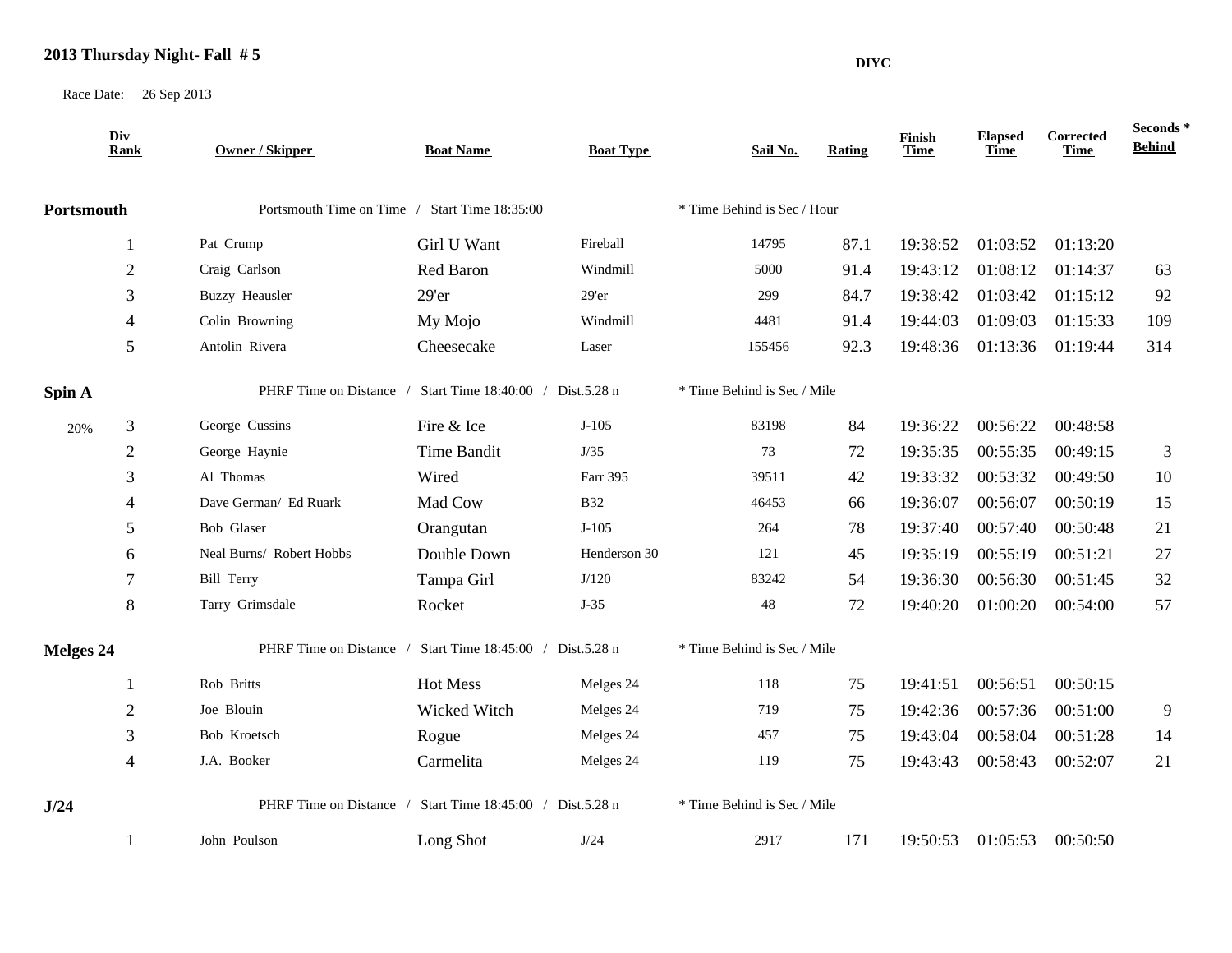# 2013 Thursday Night- Fall # 5

**DIYC**

Race Date: 26 Sep 2013

| Div Rank | Owner / Skipper | Boat Name | Boat Type | Sail No. | Rating | Finish Time | Elapsed Time | Corrected Time | Seconds * Behind |
|---|---|---|---|---|---|---|---|---|---|
| **Portsmouth** | Portsmouth Time on Time / Start Time 18:35:00 | | | * Time Behind is Sec / Hour | | | | | |
| 1 | Pat Crump | Girl U Want | Fireball | 14795 | 87.1 | 19:38:52 | 01:03:52 | 01:13:20 | |
| 2 | Craig Carlson | Red Baron | Windmill | 5000 | 91.4 | 19:43:12 | 01:08:12 | 01:14:37 | 63 |
| 3 | Buzzy Heausler | 29'er | 29'er | 299 | 84.7 | 19:38:42 | 01:03:42 | 01:15:12 | 92 |
| 4 | Colin Browning | My Mojo | Windmill | 4481 | 91.4 | 19:44:03 | 01:09:03 | 01:15:33 | 109 |
| 5 | Antolin Rivera | Cheesecake | Laser | 155456 | 92.3 | 19:48:36 | 01:13:36 | 01:19:44 | 314 |
| **Spin A** | PHRF Time on Distance / Start Time 18:40:00 / Dist.5.28 n | | | * Time Behind is Sec / Mile | | | | | |
| 20% 3 | George Cussins | Fire & Ice | J-105 | 83198 | 84 | 19:36:22 | 00:56:22 | 00:48:58 | |
| 2 | George Haynie | Time Bandit | J/35 | 73 | 72 | 19:35:35 | 00:55:35 | 00:49:15 | 3 |
| 3 | Al Thomas | Wired | Farr 395 | 39511 | 42 | 19:33:32 | 00:53:32 | 00:49:50 | 10 |
| 4 | Dave German/ Ed Ruark | Mad Cow | B32 | 46453 | 66 | 19:36:07 | 00:56:07 | 00:50:19 | 15 |
| 5 | Bob Glaser | Orangutan | J-105 | 264 | 78 | 19:37:40 | 00:57:40 | 00:50:48 | 21 |
| 6 | Neal Burns/ Robert Hobbs | Double Down | Henderson 30 | 121 | 45 | 19:35:19 | 00:55:19 | 00:51:21 | 27 |
| 7 | Bill Terry | Tampa Girl | J/120 | 83242 | 54 | 19:36:30 | 00:56:30 | 00:51:45 | 32 |
| 8 | Tarry Grimsdale | Rocket | J-35 | 48 | 72 | 19:40:20 | 01:00:20 | 00:54:00 | 57 |
| **Melges 24** | PHRF Time on Distance / Start Time 18:45:00 / Dist.5.28 n | | | * Time Behind is Sec / Mile | | | | | |
| 1 | Rob Britts | Hot Mess | Melges 24 | 118 | 75 | 19:41:51 | 00:56:51 | 00:50:15 | |
| 2 | Joe Blouin | Wicked Witch | Melges 24 | 719 | 75 | 19:42:36 | 00:57:36 | 00:51:00 | 9 |
| 3 | Bob Kroetsch | Rogue | Melges 24 | 457 | 75 | 19:43:04 | 00:58:04 | 00:51:28 | 14 |
| 4 | J.A. Booker | Carmelita | Melges 24 | 119 | 75 | 19:43:43 | 00:58:43 | 00:52:07 | 21 |
| **J/24** | PHRF Time on Distance / Start Time 18:45:00 / Dist.5.28 n | | | * Time Behind is Sec / Mile | | | | | |
| 1 | John Poulson | Long Shot | J/24 | 2917 | 171 | 19:50:53 | 01:05:53 | 00:50:50 | |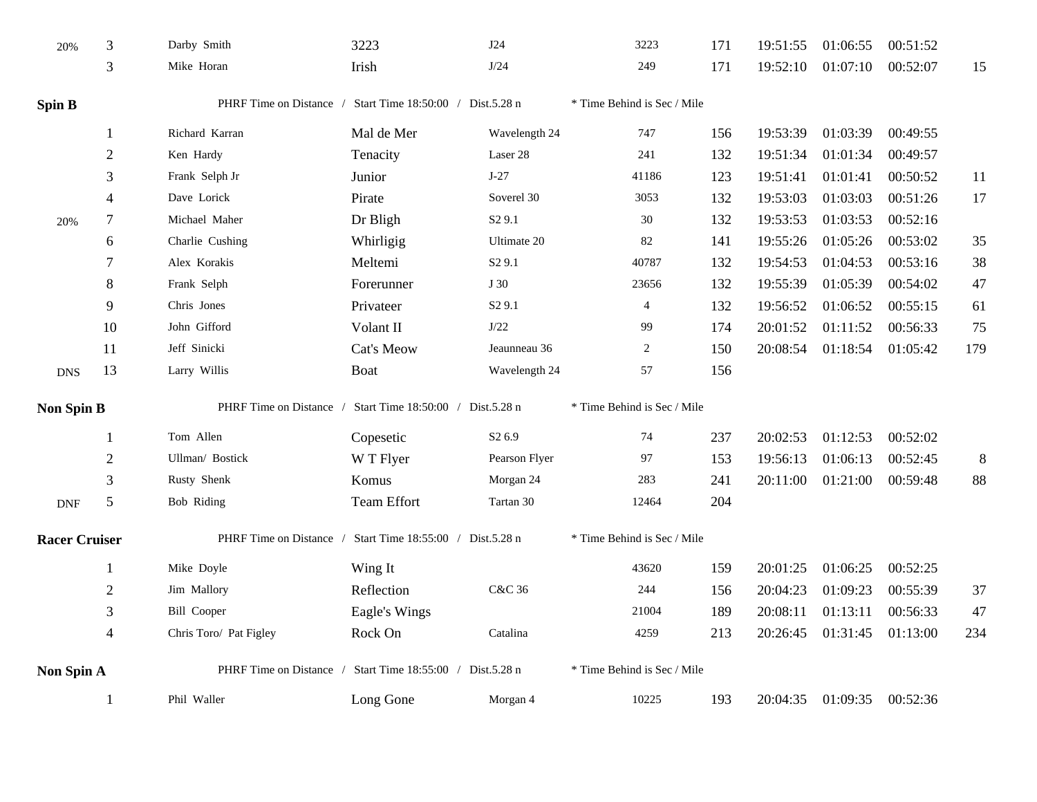| | Pos | Skipper | Boat | Type | Sail # | PHRF | Finish | Elapsed | Corrected | Time Behind |
|---|---|---|---|---|---|---|---|---|---|---|
| 20% | 3 | Darby Smith | 3223 | J24 | 3223 | 171 | 19:51:55 | 01:06:55 | 00:51:52 | |
| | 3 | Mike Horan | Irish | J/24 | 249 | 171 | 19:52:10 | 01:07:10 | 00:52:07 | 15 |

**Spin B** — PHRF Time on Distance / Start Time 18:50:00 / Dist.5.28 n — * Time Behind is Sec / Mile

| | Pos | Skipper | Boat | Type | Sail # | PHRF | Finish | Elapsed | Corrected | Time Behind |
|---|---|---|---|---|---|---|---|---|---|---|
| | 1 | Richard Karran | Mal de Mer | Wavelength 24 | 747 | 156 | 19:53:39 | 01:03:39 | 00:49:55 | |
| | 2 | Ken Hardy | Tenacity | Laser 28 | 241 | 132 | 19:51:34 | 01:01:34 | 00:49:57 | |
| | 3 | Frank Selph Jr | Junior | J-27 | 41186 | 123 | 19:51:41 | 01:01:41 | 00:50:52 | 11 |
| | 4 | Dave Lorick | Pirate | Soverel 30 | 3053 | 132 | 19:53:03 | 01:03:03 | 00:51:26 | 17 |
| 20% | 7 | Michael Maher | Dr Bligh | S2 9.1 | 30 | 132 | 19:53:53 | 01:03:53 | 00:52:16 | |
| | 6 | Charlie Cushing | Whirligig | Ultimate 20 | 82 | 141 | 19:55:26 | 01:05:26 | 00:53:02 | 35 |
| | 7 | Alex Korakis | Meltemi | S2 9.1 | 40787 | 132 | 19:54:53 | 01:04:53 | 00:53:16 | 38 |
| | 8 | Frank Selph | Forerunner | J 30 | 23656 | 132 | 19:55:39 | 01:05:39 | 00:54:02 | 47 |
| | 9 | Chris Jones | Privateer | S2 9.1 | 4 | 132 | 19:56:52 | 01:06:52 | 00:55:15 | 61 |
| | 10 | John Gifford | Volant II | J/22 | 99 | 174 | 20:01:52 | 01:11:52 | 00:56:33 | 75 |
| | 11 | Jeff Sinicki | Cat's Meow | Jeaunneau 36 | 2 | 150 | 20:08:54 | 01:18:54 | 01:05:42 | 179 |
| DNS | 13 | Larry Willis | Boat | Wavelength 24 | 57 | 156 | | | | |

**Non Spin B** — PHRF Time on Distance / Start Time 18:50:00 / Dist.5.28 n — * Time Behind is Sec / Mile

| | Pos | Skipper | Boat | Type | Sail # | PHRF | Finish | Elapsed | Corrected | Time Behind |
|---|---|---|---|---|---|---|---|---|---|---|
| | 1 | Tom Allen | Copesetic | S2 6.9 | 74 | 237 | 20:02:53 | 01:12:53 | 00:52:02 | |
| | 2 | Ullman/ Bostick | W T Flyer | Pearson Flyer | 97 | 153 | 19:56:13 | 01:06:13 | 00:52:45 | 8 |
| | 3 | Rusty Shenk | Komus | Morgan 24 | 283 | 241 | 20:11:00 | 01:21:00 | 00:59:48 | 88 |
| DNF | 5 | Bob Riding | Team Effort | Tartan 30 | 12464 | 204 | | | | |

**Racer Cruiser** — PHRF Time on Distance / Start Time 18:55:00 / Dist.5.28 n — * Time Behind is Sec / Mile

| | Pos | Skipper | Boat | Type | Sail # | PHRF | Finish | Elapsed | Corrected | Time Behind |
|---|---|---|---|---|---|---|---|---|---|---|
| | 1 | Mike Doyle | Wing It | | 43620 | 159 | 20:01:25 | 01:06:25 | 00:52:25 | |
| | 2 | Jim Mallory | Reflection | C&C 36 | 244 | 156 | 20:04:23 | 01:09:23 | 00:55:39 | 37 |
| | 3 | Bill Cooper | Eagle's Wings | | 21004 | 189 | 20:08:11 | 01:13:11 | 00:56:33 | 47 |
| | 4 | Chris Toro/ Pat Figley | Rock On | Catalina | 4259 | 213 | 20:26:45 | 01:31:45 | 01:13:00 | 234 |

**Non Spin A** — PHRF Time on Distance / Start Time 18:55:00 / Dist.5.28 n — * Time Behind is Sec / Mile

| | Pos | Skipper | Boat | Type | Sail # | PHRF | Finish | Elapsed | Corrected | Time Behind |
|---|---|---|---|---|---|---|---|---|---|---|
| | 1 | Phil Waller | Long Gone | Morgan 4 | 10225 | 193 | 20:04:35 | 01:09:35 | 00:52:36 | |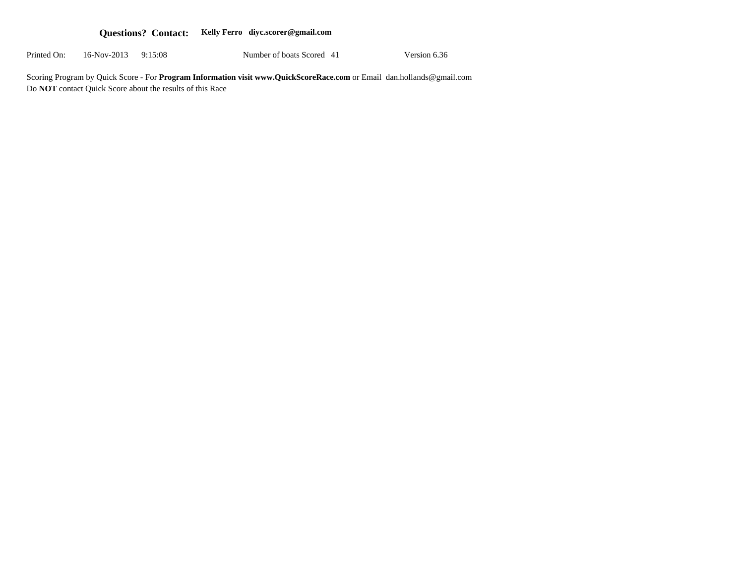**Questions? Contact:** **Kelly Ferro diyc.scorer@gmail.com**

Printed On: 16-Nov-2013 9:15:08 Number of boats Scored 41 Version 6.36

Scoring Program by Quick Score - For **Program Information visit www.QuickScoreRace.com** or Email dan.hollands@gmail.com
Do **NOT** contact Quick Score about the results of this Race